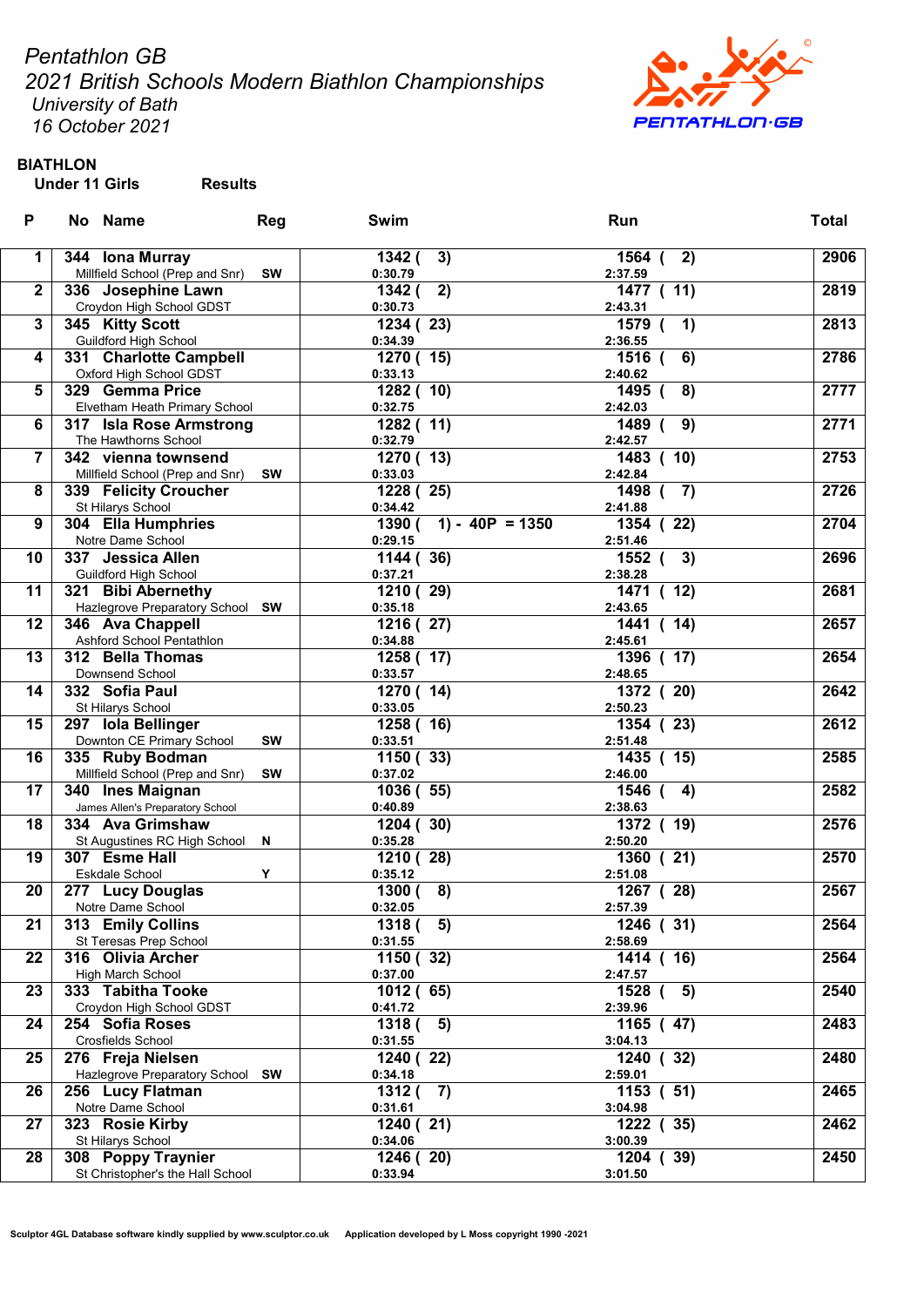# Pentathlon GB

## 2021 British Schools Modern Biathlon Championships

*University of Bath*
*16 October 2021*

**BIATHLON**

**Under 11 Girls** **Results**

| P | No | Name | Reg | Swim | Run | Total |
|---|---|---|---|---|---|---|
| 1 | 344 | **Iona Murray**<br>Millfield School (Prep and Snr) | SW | 1342 ( 3)<br>0:30.79 | 1564 ( 2)<br>2:37.59 | 2906 |
| 2 | 336 | **Josephine Lawn**<br>Croydon High School GDST | | 1342 ( 2)<br>0:30.73 | 1477 ( 11)<br>2:43.31 | 2819 |
| 3 | 345 | **Kitty Scott**<br>Guildford High School | | 1234 ( 23)<br>0:34.39 | 1579 ( 1)<br>2:36.55 | 2813 |
| 4 | 331 | **Charlotte Campbell**<br>Oxford High School GDST | | 1270 ( 15)<br>0:33.13 | 1516 ( 6)<br>2:40.62 | 2786 |
| 5 | 329 | **Gemma Price**<br>Elvetham Heath Primary School | | 1282 ( 10)<br>0:32.75 | 1495 ( 8)<br>2:42.03 | 2777 |
| 6 | 317 | **Isla Rose Armstrong**<br>The Hawthorns School | | 1282 ( 11)<br>0:32.79 | 1489 ( 9)<br>2:42.57 | 2771 |
| 7 | 342 | **vienna townsend**<br>Millfield School (Prep and Snr) | SW | 1270 ( 13)<br>0:33.03 | 1483 ( 10)<br>2:42.84 | 2753 |
| 8 | 339 | **Felicity Croucher**<br>St Hilarys School | | 1228 ( 25)<br>0:34.42 | 1498 ( 7)<br>2:41.88 | 2726 |
| 9 | 304 | **Ella Humphries**<br>Notre Dame School | | 1390 ( 1) - 40P = 1350<br>0:29.15 | 1354 ( 22)<br>2:51.46 | 2704 |
| 10 | 337 | **Jessica Allen**<br>Guildford High School | | 1144 ( 36)<br>0:37.21 | 1552 ( 3)<br>2:38.28 | 2696 |
| 11 | 321 | **Bibi Abernethy**<br>Hazlegrove Preparatory School | SW | 1210 ( 29)<br>0:35.18 | 1471 ( 12)<br>2:43.65 | 2681 |
| 12 | 346 | **Ava Chappell**<br>Ashford School Pentathlon | | 1216 ( 27)<br>0:34.88 | 1441 ( 14)<br>2:45.61 | 2657 |
| 13 | 312 | **Bella Thomas**<br>Downsend School | | 1258 ( 17)<br>0:33.57 | 1396 ( 17)<br>2:48.65 | 2654 |
| 14 | 332 | **Sofia Paul**<br>St Hilarys School | | 1270 ( 14)<br>0:33.05 | 1372 ( 20)<br>2:50.23 | 2642 |
| 15 | 297 | **Iola Bellinger**<br>Downton CE Primary School | SW | 1258 ( 16)<br>0:33.51 | 1354 ( 23)<br>2:51.48 | 2612 |
| 16 | 335 | **Ruby Bodman**<br>Millfield School (Prep and Snr) | SW | 1150 ( 33)<br>0:37.02 | 1435 ( 15)<br>2:46.00 | 2585 |
| 17 | 340 | **Ines Maignan**<br>James Allen's Preparatory School | | 1036 ( 55)<br>0:40.89 | 1546 ( 4)<br>2:38.63 | 2582 |
| 18 | 334 | **Ava Grimshaw**<br>St Augustines RC High School | N | 1204 ( 30)<br>0:35.28 | 1372 ( 19)<br>2:50.20 | 2576 |
| 19 | 307 | **Esme Hall**<br>Eskdale School | Y | 1210 ( 28)<br>0:35.12 | 1360 ( 21)<br>2:51.08 | 2570 |
| 20 | 277 | **Lucy Douglas**<br>Notre Dame School | | 1300 ( 8)<br>0:32.05 | 1267 ( 28)<br>2:57.39 | 2567 |
| 21 | 313 | **Emily Collins**<br>St Teresas Prep School | | 1318 ( 5)<br>0:31.55 | 1246 ( 31)<br>2:58.69 | 2564 |
| 22 | 316 | **Olivia Archer**<br>High March School | | 1150 ( 32)<br>0:37.00 | 1414 ( 16)<br>2:47.57 | 2564 |
| 23 | 333 | **Tabitha Tooke**<br>Croydon High School GDST | | 1012 ( 65)<br>0:41.72 | 1528 ( 5)<br>2:39.96 | 2540 |
| 24 | 254 | **Sofia Roses**<br>Crosfields School | | 1318 ( 5)<br>0:31.55 | 1165 ( 47)<br>3:04.13 | 2483 |
| 25 | 276 | **Freja Nielsen**<br>Hazlegrove Preparatory School | SW | 1240 ( 22)<br>0:34.18 | 1240 ( 32)<br>2:59.01 | 2480 |
| 26 | 256 | **Lucy Flatman**<br>Notre Dame School | | 1312 ( 7)<br>0:31.61 | 1153 ( 51)<br>3:04.98 | 2465 |
| 27 | 323 | **Rosie Kirby**<br>St Hilarys School | | 1240 ( 21)<br>0:34.06 | 1222 ( 35)<br>3:00.39 | 2462 |
| 28 | 308 | **Poppy Traynier**<br>St Christopher's the Hall School | | 1246 ( 20)<br>0:33.94 | 1204 ( 39)<br>3:01.50 | 2450 |

Sculptor 4GL Database software kindly supplied by www.sculptor.co.uk Application developed by L Moss copyright 1990 -2021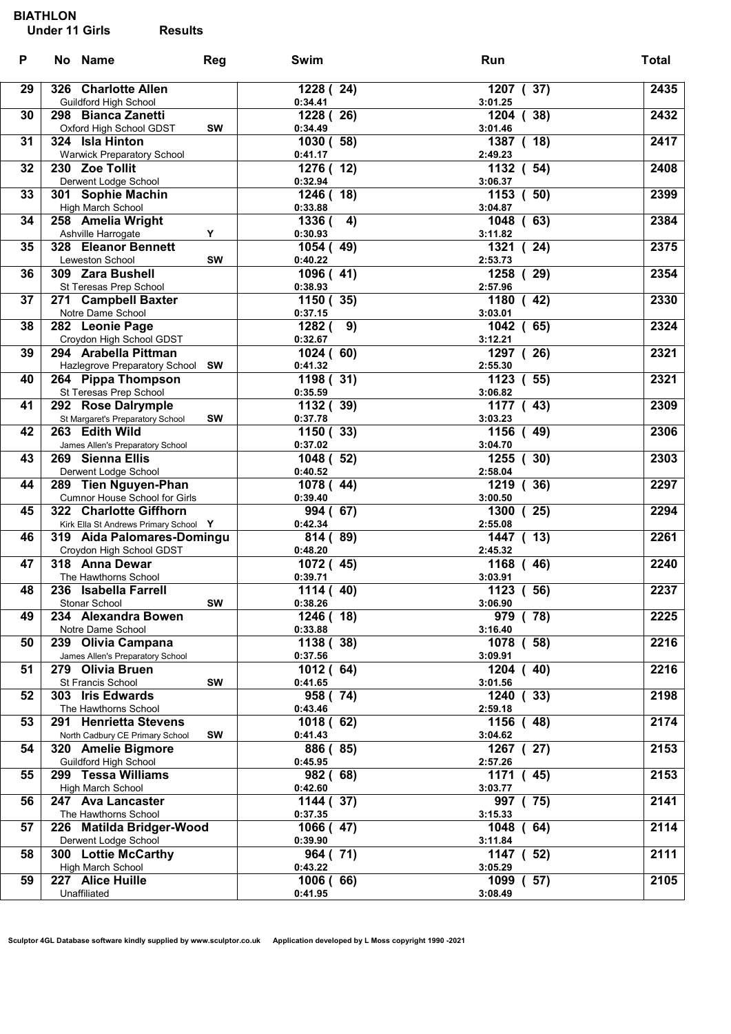**BIATHLON**

**Under 11 Girls    Results**

| P | No | Name | Reg | Swim | Run | Total |
|---|---|---|---|---|---|---|
| 29 | 326 | Charlotte Allen<br>Guildford High School | | 1228 ( 24)<br>0:34.41 | 1207 ( 37)<br>3:01.25 | 2435 |
| 30 | 298 | Bianca Zanetti<br>Oxford High School GDST | SW | 1228 ( 26)<br>0:34.49 | 1204 ( 38)<br>3:01.46 | 2432 |
| 31 | 324 | Isla Hinton<br>Warwick Preparatory School | | 1030 ( 58)<br>0:41.17 | 1387 ( 18)<br>2:49.23 | 2417 |
| 32 | 230 | Zoe Tollit<br>Derwent Lodge School | | 1276 ( 12)<br>0:32.94 | 1132 ( 54)<br>3:06.37 | 2408 |
| 33 | 301 | Sophie Machin<br>High March School | | 1246 ( 18)<br>0:33.88 | 1153 ( 50)<br>3:04.87 | 2399 |
| 34 | 258 | Amelia Wright<br>Ashville Harrogate | Y | 1336 ( 4)<br>0:30.93 | 1048 ( 63)<br>3:11.82 | 2384 |
| 35 | 328 | Eleanor Bennett<br>Leweston School | SW | 1054 ( 49)<br>0:40.22 | 1321 ( 24)<br>2:53.73 | 2375 |
| 36 | 309 | Zara Bushell<br>St Teresas Prep School | | 1096 ( 41)<br>0:38.93 | 1258 ( 29)<br>2:57.96 | 2354 |
| 37 | 271 | Campbell Baxter<br>Notre Dame School | | 1150 ( 35)<br>0:37.15 | 1180 ( 42)<br>3:03.01 | 2330 |
| 38 | 282 | Leonie Page<br>Croydon High School GDST | | 1282 ( 9)<br>0:32.67 | 1042 ( 65)<br>3:12.21 | 2324 |
| 39 | 294 | Arabella Pittman<br>Hazlegrove Preparatory School | SW | 1024 ( 60)<br>0:41.32 | 1297 ( 26)<br>2:55.30 | 2321 |
| 40 | 264 | Pippa Thompson<br>St Teresas Prep School | | 1198 ( 31)<br>0:35.59 | 1123 ( 55)<br>3:06.82 | 2321 |
| 41 | 292 | Rose Dalrymple<br>St Margaret's Preparatory School | SW | 1132 ( 39)<br>0:37.78 | 1177 ( 43)<br>3:03.23 | 2309 |
| 42 | 263 | Edith Wild<br>James Allen's Preparatory School | | 1150 ( 33)<br>0:37.02 | 1156 ( 49)<br>3:04.70 | 2306 |
| 43 | 269 | Sienna Ellis<br>Derwent Lodge School | | 1048 ( 52)<br>0:40.52 | 1255 ( 30)<br>2:58.04 | 2303 |
| 44 | 289 | Tien Nguyen-Phan<br>Cumnor House School for Girls | | 1078 ( 44)<br>0:39.40 | 1219 ( 36)<br>3:00.50 | 2297 |
| 45 | 322 | Charlotte Giffhorn<br>Kirk Ella St Andrews Primary School | Y | 994 ( 67)<br>0:42.34 | 1300 ( 25)<br>2:55.08 | 2294 |
| 46 | 319 | Aida Palomares-Domingu<br>Croydon High School GDST | | 814 ( 89)<br>0:48.20 | 1447 ( 13)<br>2:45.32 | 2261 |
| 47 | 318 | Anna Dewar<br>The Hawthorns School | | 1072 ( 45)<br>0:39.71 | 1168 ( 46)<br>3:03.91 | 2240 |
| 48 | 236 | Isabella Farrell<br>Stonar School | SW | 1114 ( 40)<br>0:38.26 | 1123 ( 56)<br>3:06.90 | 2237 |
| 49 | 234 | Alexandra Bowen<br>Notre Dame School | | 1246 ( 18)<br>0:33.88 | 979 ( 78)<br>3:16.40 | 2225 |
| 50 | 239 | Olivia Campana<br>James Allen's Preparatory School | | 1138 ( 38)<br>0:37.56 | 1078 ( 58)<br>3:09.91 | 2216 |
| 51 | 279 | Olivia Bruen<br>St Francis School | SW | 1012 ( 64)<br>0:41.65 | 1204 ( 40)<br>3:01.56 | 2216 |
| 52 | 303 | Iris Edwards<br>The Hawthorns School | | 958 ( 74)<br>0:43.46 | 1240 ( 33)<br>2:59.18 | 2198 |
| 53 | 291 | Henrietta Stevens<br>North Cadbury CE Primary School | SW | 1018 ( 62)<br>0:41.43 | 1156 ( 48)<br>3:04.62 | 2174 |
| 54 | 320 | Amelie Bigmore<br>Guildford High School | | 886 ( 85)<br>0:45.95 | 1267 ( 27)<br>2:57.26 | 2153 |
| 55 | 299 | Tessa Williams<br>High March School | | 982 ( 68)<br>0:42.60 | 1171 ( 45)<br>3:03.77 | 2153 |
| 56 | 247 | Ava Lancaster<br>The Hawthorns School | | 1144 ( 37)<br>0:37.35 | 997 ( 75)<br>3:15.33 | 2141 |
| 57 | 226 | Matilda Bridger-Wood<br>Derwent Lodge School | | 1066 ( 47)<br>0:39.90 | 1048 ( 64)<br>3:11.84 | 2114 |
| 58 | 300 | Lottie McCarthy<br>High March School | | 964 ( 71)<br>0:43.22 | 1147 ( 52)<br>3:05.29 | 2111 |
| 59 | 227 | Alice Huille<br>Unaffiliated | | 1006 ( 66)<br>0:41.95 | 1099 ( 57)<br>3:08.49 | 2105 |

Sculptor 4GL Database software kindly supplied by www.sculptor.co.uk    Application developed by L Moss copyright 1990 -2021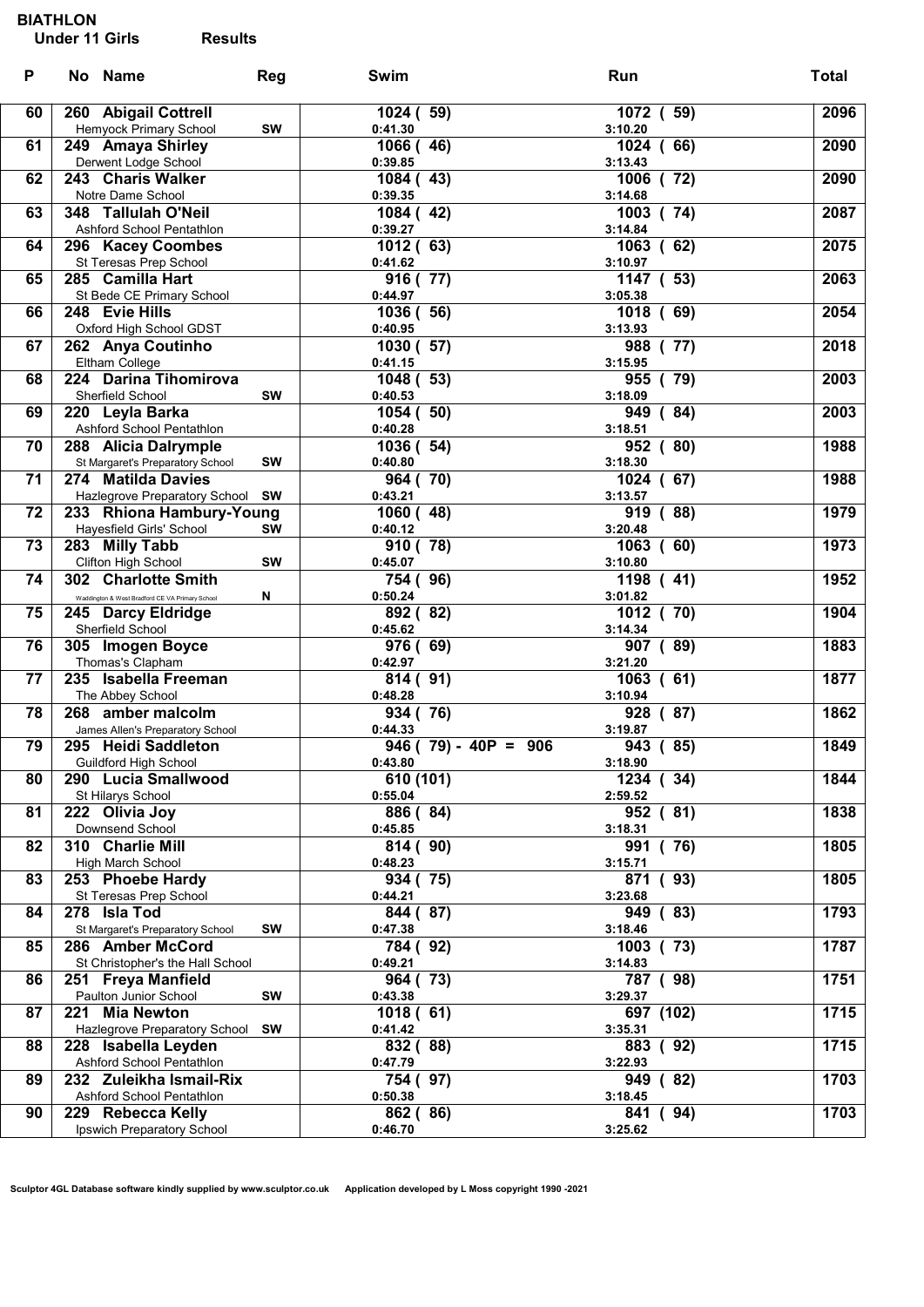# BIATHLON

**Under 11 Girls** **Results**

| P | No | Name | Reg | Swim | Run | Total |
|---|---|---|---|---|---|---|
| 60 | 260 | **Abigail Cottrell**<br>Hemyock Primary School | SW | 1024 ( 59)<br>0:41.30 | 1072 ( 59)<br>3:10.20 | 2096 |
| 61 | 249 | **Amaya Shirley**<br>Derwent Lodge School | | 1066 ( 46)<br>0:39.85 | 1024 ( 66)<br>3:13.43 | 2090 |
| 62 | 243 | **Charis Walker**<br>Notre Dame School | | 1084 ( 43)<br>0:39.35 | 1006 ( 72)<br>3:14.68 | 2090 |
| 63 | 348 | **Tallulah O'Neil**<br>Ashford School Pentathlon | | 1084 ( 42)<br>0:39.27 | 1003 ( 74)<br>3:14.84 | 2087 |
| 64 | 296 | **Kacey Coombes**<br>St Teresas Prep School | | 1012 ( 63)<br>0:41.62 | 1063 ( 62)<br>3:10.97 | 2075 |
| 65 | 285 | **Camilla Hart**<br>St Bede CE Primary School | | 916 ( 77)<br>0:44.97 | 1147 ( 53)<br>3:05.38 | 2063 |
| 66 | 248 | **Evie Hills**<br>Oxford High School GDST | | 1036 ( 56)<br>0:40.95 | 1018 ( 69)<br>3:13.93 | 2054 |
| 67 | 262 | **Anya Coutinho**<br>Eltham College | | 1030 ( 57)<br>0:41.15 | 988 ( 77)<br>3:15.95 | 2018 |
| 68 | 224 | **Darina Tihomirova**<br>Sherfield School | SW | 1048 ( 53)<br>0:40.53 | 955 ( 79)<br>3:18.09 | 2003 |
| 69 | 220 | **Leyla Barka**<br>Ashford School Pentathlon | | 1054 ( 50)<br>0:40.28 | 949 ( 84)<br>3:18.51 | 2003 |
| 70 | 288 | **Alicia Dalrymple**<br>St Margaret's Preparatory School | SW | 1036 ( 54)<br>0:40.80 | 952 ( 80)<br>3:18.30 | 1988 |
| 71 | 274 | **Matilda Davies**<br>Hazlegrove Preparatory School | SW | 964 ( 70)<br>0:43.21 | 1024 ( 67)<br>3:13.57 | 1988 |
| 72 | 233 | **Rhiona Hambury-Young**<br>Hayesfield Girls' School | SW | 1060 ( 48)<br>0:40.12 | 919 ( 88)<br>3:20.48 | 1979 |
| 73 | 283 | **Milly Tabb**<br>Clifton High School | SW | 910 ( 78)<br>0:45.07 | 1063 ( 60)<br>3:10.80 | 1973 |
| 74 | 302 | **Charlotte Smith**<br>Waddington & West Bradford CE VA Primary School | N | 754 ( 96)<br>0:50.24 | 1198 ( 41)<br>3:01.82 | 1952 |
| 75 | 245 | **Darcy Eldridge**<br>Sherfield School | | 892 ( 82)<br>0:45.62 | 1012 ( 70)<br>3:14.34 | 1904 |
| 76 | 305 | **Imogen Boyce**<br>Thomas's Clapham | | 976 ( 69)<br>0:42.97 | 907 ( 89)<br>3:21.20 | 1883 |
| 77 | 235 | **Isabella Freeman**<br>The Abbey School | | 814 ( 91)<br>0:48.28 | 1063 ( 61)<br>3:10.94 | 1877 |
| 78 | 268 | **amber malcolm**<br>James Allen's Preparatory School | | 934 ( 76)<br>0:44.33 | 928 ( 87)<br>3:19.87 | 1862 |
| 79 | 295 | **Heidi Saddleton**<br>Guildford High School | | 946 ( 79) - 40P = 906<br>0:43.80 | 943 ( 85)<br>3:18.90 | 1849 |
| 80 | 290 | **Lucia Smallwood**<br>St Hilarys School | | 610 (101)<br>0:55.04 | 1234 ( 34)<br>2:59.52 | 1844 |
| 81 | 222 | **Olivia Joy**<br>Downsend School | | 886 ( 84)<br>0:45.85 | 952 ( 81)<br>3:18.31 | 1838 |
| 82 | 310 | **Charlie Mill**<br>High March School | | 814 ( 90)<br>0:48.23 | 991 ( 76)<br>3:15.71 | 1805 |
| 83 | 253 | **Phoebe Hardy**<br>St Teresas Prep School | | 934 ( 75)<br>0:44.21 | 871 ( 93)<br>3:23.68 | 1805 |
| 84 | 278 | **Isla Tod**<br>St Margaret's Preparatory School | SW | 844 ( 87)<br>0:47.38 | 949 ( 83)<br>3:18.46 | 1793 |
| 85 | 286 | **Amber McCord**<br>St Christopher's the Hall School | | 784 ( 92)<br>0:49.21 | 1003 ( 73)<br>3:14.83 | 1787 |
| 86 | 251 | **Freya Manfield**<br>Paulton Junior School | SW | 964 ( 73)<br>0:43.38 | 787 ( 98)<br>3:29.37 | 1751 |
| 87 | 221 | **Mia Newton**<br>Hazlegrove Preparatory School | SW | 1018 ( 61)<br>0:41.42 | 697 (102)<br>3:35.31 | 1715 |
| 88 | 228 | **Isabella Leyden**<br>Ashford School Pentathlon | | 832 ( 88)<br>0:47.79 | 883 ( 92)<br>3:22.93 | 1715 |
| 89 | 232 | **Zuleikha Ismail-Rix**<br>Ashford School Pentathlon | | 754 ( 97)<br>0:50.38 | 949 ( 82)<br>3:18.45 | 1703 |
| 90 | 229 | **Rebecca Kelly**<br>Ipswich Preparatory School | | 862 ( 86)<br>0:46.70 | 841 ( 94)<br>3:25.62 | 1703 |

Sculptor 4GL Database software kindly supplied by www.sculptor.co.uk Application developed by L Moss copyright 1990 -2021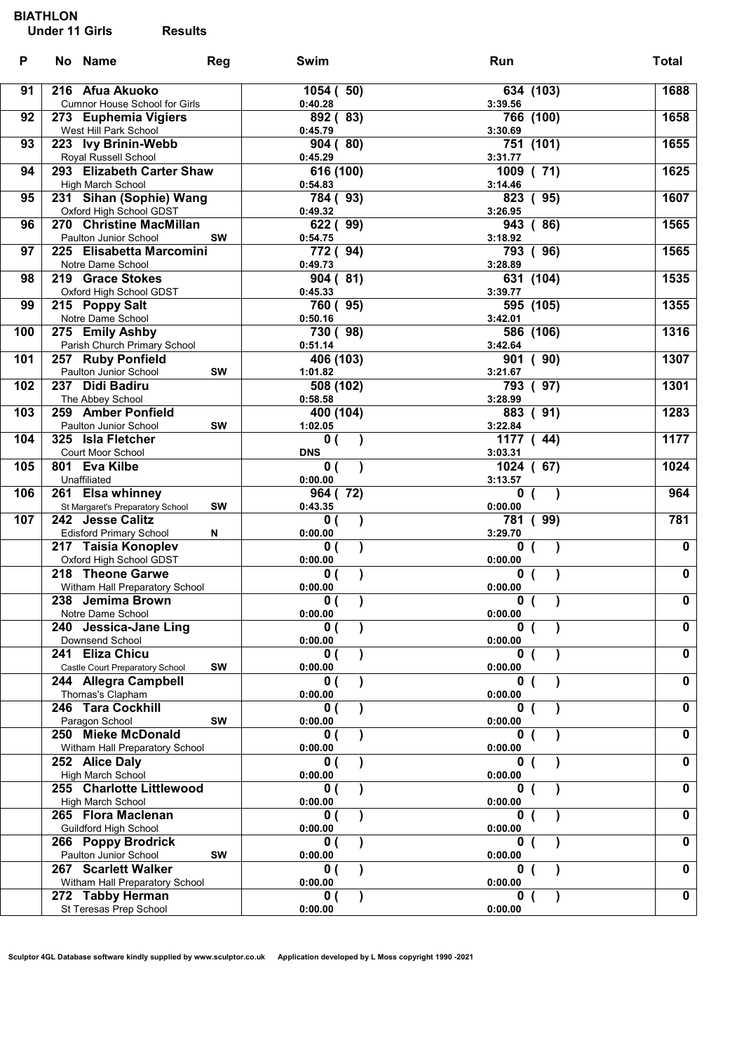# BIATHLON

**Under 11 Girls** **Results**

| P | No | Name | Reg | Swim | Run | Total |
|---|---|---|---|---|---|---|
| 91 | 216 | Afua Akuoko<br>Cumnor House School for Girls | | 1054 ( 50)<br>0:40.28 | 634 (103)<br>3:39.56 | 1688 |
| 92 | 273 | Euphemia Vigiers<br>West Hill Park School | | 892 ( 83)<br>0:45.79 | 766 (100)<br>3:30.69 | 1658 |
| 93 | 223 | Ivy Brinin-Webb<br>Royal Russell School | | 904 ( 80)<br>0:45.29 | 751 (101)<br>3:31.77 | 1655 |
| 94 | 293 | Elizabeth Carter Shaw<br>High March School | | 616 (100)<br>0:54.83 | 1009 ( 71)<br>3:14.46 | 1625 |
| 95 | 231 | Sihan (Sophie) Wang<br>Oxford High School GDST | | 784 ( 93)<br>0:49.32 | 823 ( 95)<br>3:26.95 | 1607 |
| 96 | 270 | Christine MacMillan<br>Paulton Junior School | SW | 622 ( 99)<br>0:54.75 | 943 ( 86)<br>3:18.92 | 1565 |
| 97 | 225 | Elisabetta Marcomini<br>Notre Dame School | | 772 ( 94)<br>0:49.73 | 793 ( 96)<br>3:28.89 | 1565 |
| 98 | 219 | Grace Stokes<br>Oxford High School GDST | | 904 ( 81)<br>0:45.33 | 631 (104)<br>3:39.77 | 1535 |
| 99 | 215 | Poppy Salt<br>Notre Dame School | | 760 ( 95)<br>0:50.16 | 595 (105)<br>3:42.01 | 1355 |
| 100 | 275 | Emily Ashby<br>Parish Church Primary School | | 730 ( 98)<br>0:51.14 | 586 (106)<br>3:42.64 | 1316 |
| 101 | 257 | Ruby Ponfield<br>Paulton Junior School | SW | 406 (103)<br>1:01.82 | 901 ( 90)<br>3:21.67 | 1307 |
| 102 | 237 | Didi Badiru<br>The Abbey School | | 508 (102)<br>0:58.58 | 793 ( 97)<br>3:28.99 | 1301 |
| 103 | 259 | Amber Ponfield<br>Paulton Junior School | SW | 400 (104)<br>1:02.05 | 883 ( 91)<br>3:22.84 | 1283 |
| 104 | 325 | Isla Fletcher<br>Court Moor School | | 0 ( )<br>DNS | 1177 ( 44)<br>3:03.31 | 1177 |
| 105 | 801 | Eva Kilbe<br>Unaffiliated | | 0 ( )<br>0:00.00 | 1024 ( 67)<br>3:13.57 | 1024 |
| 106 | 261 | Elsa whinney<br>St Margaret's Preparatory School | SW | 964 ( 72)<br>0:43.35 | 0 ( )<br>0:00.00 | 964 |
| 107 | 242 | Jesse Calitz<br>Edisford Primary School | N | 0 ( )<br>0:00.00 | 781 ( 99)<br>3:29.70 | 781 |
| | 217 | Taisia Konoplev<br>Oxford High School GDST | | 0 ( )<br>0:00.00 | 0 ( )<br>0:00.00 | 0 |
| | 218 | Theone Garwe<br>Witham Hall Preparatory School | | 0 ( )<br>0:00.00 | 0 ( )<br>0:00.00 | 0 |
| | 238 | Jemima Brown<br>Notre Dame School | | 0 ( )<br>0:00.00 | 0 ( )<br>0:00.00 | 0 |
| | 240 | Jessica-Jane Ling<br>Downsend School | | 0 ( )<br>0:00.00 | 0 ( )<br>0:00.00 | 0 |
| | 241 | Eliza Chicu<br>Castle Court Preparatory School | SW | 0 ( )<br>0:00.00 | 0 ( )<br>0:00.00 | 0 |
| | 244 | Allegra Campbell<br>Thomas's Clapham | | 0 ( )<br>0:00.00 | 0 ( )<br>0:00.00 | 0 |
| | 246 | Tara Cockhill<br>Paragon School | SW | 0 ( )<br>0:00.00 | 0 ( )<br>0:00.00 | 0 |
| | 250 | Mieke McDonald<br>Witham Hall Preparatory School | | 0 ( )<br>0:00.00 | 0 ( )<br>0:00.00 | 0 |
| | 252 | Alice Daly<br>High March School | | 0 ( )<br>0:00.00 | 0 ( )<br>0:00.00 | 0 |
| | 255 | Charlotte Littlewood<br>High March School | | 0 ( )<br>0:00.00 | 0 ( )<br>0:00.00 | 0 |
| | 265 | Flora Maclenan<br>Guildford High School | | 0 ( )<br>0:00.00 | 0 ( )<br>0:00.00 | 0 |
| | 266 | Poppy Brodrick<br>Paulton Junior School | SW | 0 ( )<br>0:00.00 | 0 ( )<br>0:00.00 | 0 |
| | 267 | Scarlett Walker<br>Witham Hall Preparatory School | | 0 ( )<br>0:00.00 | 0 ( )<br>0:00.00 | 0 |
| | 272 | Tabby Herman<br>St Teresas Prep School | | 0 ( )<br>0:00.00 | 0 ( )<br>0:00.00 | 0 |

Sculptor 4GL Database software kindly supplied by www.sculptor.co.uk Application developed by L Moss copyright 1990 -2021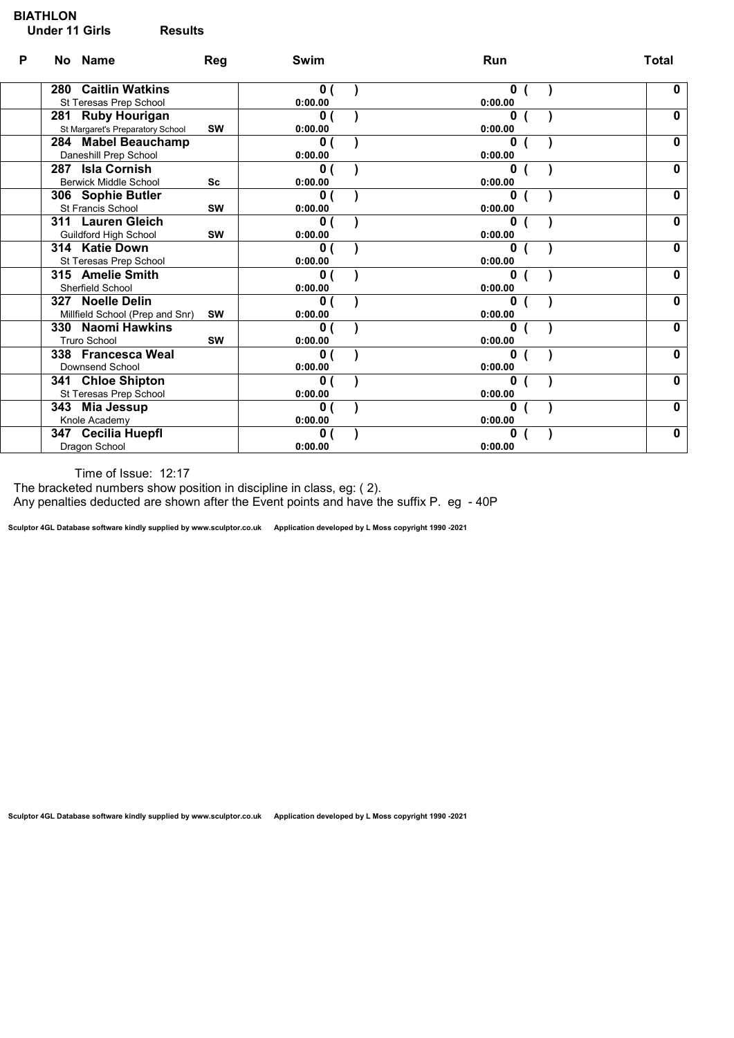# BIATHLON

**Under 11 Girls** **Results**

| P | No | Name | Reg | Swim | Run | Total |
|---|---|---|---|---|---|---|
| | 280 | **Caitlin Watkins**<br>St Teresas Prep School | | 0 ( )<br>0:00.00 | 0 ( )<br>0:00.00 | 0 |
| | 281 | **Ruby Hourigan**<br>St Margaret's Preparatory School | SW | 0 ( )<br>0:00.00 | 0 ( )<br>0:00.00 | 0 |
| | 284 | **Mabel Beauchamp**<br>Daneshill Prep School | | 0 ( )<br>0:00.00 | 0 ( )<br>0:00.00 | 0 |
| | 287 | **Isla Cornish**<br>Berwick Middle School | Sc | 0 ( )<br>0:00.00 | 0 ( )<br>0:00.00 | 0 |
| | 306 | **Sophie Butler**<br>St Francis School | SW | 0 ( )<br>0:00.00 | 0 ( )<br>0:00.00 | 0 |
| | 311 | **Lauren Gleich**<br>Guildford High School | SW | 0 ( )<br>0:00.00 | 0 ( )<br>0:00.00 | 0 |
| | 314 | **Katie Down**<br>St Teresas Prep School | | 0 ( )<br>0:00.00 | 0 ( )<br>0:00.00 | 0 |
| | 315 | **Amelie Smith**<br>Sherfield School | | 0 ( )<br>0:00.00 | 0 ( )<br>0:00.00 | 0 |
| | 327 | **Noelle Delin**<br>Millfield School (Prep and Snr) | SW | 0 ( )<br>0:00.00 | 0 ( )<br>0:00.00 | 0 |
| | 330 | **Naomi Hawkins**<br>Truro School | SW | 0 ( )<br>0:00.00 | 0 ( )<br>0:00.00 | 0 |
| | 338 | **Francesca Weal**<br>Downsend School | | 0 ( )<br>0:00.00 | 0 ( )<br>0:00.00 | 0 |
| | 341 | **Chloe Shipton**<br>St Teresas Prep School | | 0 ( )<br>0:00.00 | 0 ( )<br>0:00.00 | 0 |
| | 343 | **Mia Jessup**<br>Knole Academy | | 0 ( )<br>0:00.00 | 0 ( )<br>0:00.00 | 0 |
| | 347 | **Cecilia Huepfl**<br>Dragon School | | 0 ( )<br>0:00.00 | 0 ( )<br>0:00.00 | 0 |

Time of Issue: 12:17

The bracketed numbers show position in discipline in class, eg: ( 2).

Any penalties deducted are shown after the Event points and have the suffix P. eg - 40P

Sculptor 4GL Database software kindly supplied by www.sculptor.co.uk Application developed by L Moss copyright 1990 -2021